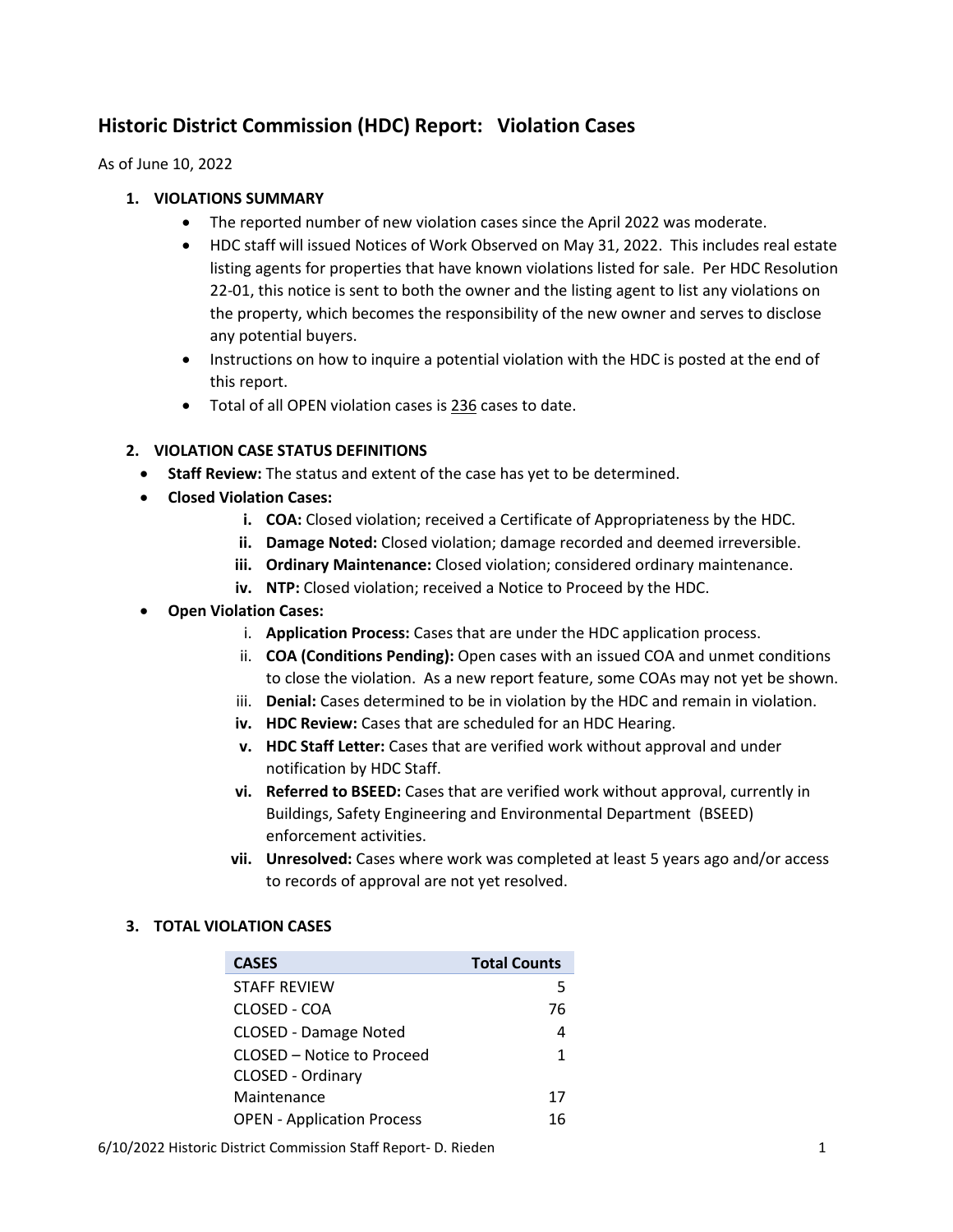# Historic District Commission (HDC) Report: Violation Cases

As of June 10, 2022

1. **VIOLATIONS SUMMARY**
   - The reported number of new violation cases since the April 2022 was moderate.
   - HDC staff will issued Notices of Work Observed on May 31, 2022. This includes real estate listing agents for properties that have known violations listed for sale. Per HDC Resolution 22-01, this notice is sent to both the owner and the listing agent to list any violations on the property, which becomes the responsibility of the new owner and serves to disclose any potential buyers.
   - Instructions on how to inquire a potential violation with the HDC is posted at the end of this report.
   - Total of all OPEN violation cases is 236 cases to date.

2. **VIOLATION CASE STATUS DEFINITIONS**
   - **Staff Review:** The status and extent of the case has yet to be determined.
   - **Closed Violation Cases:**
     - **i. COA:** Closed violation; received a Certificate of Appropriateness by the HDC.
     - **ii. Damage Noted:** Closed violation; damage recorded and deemed irreversible.
     - **iii. Ordinary Maintenance:** Closed violation; considered ordinary maintenance.
     - **iv. NTP:** Closed violation; received a Notice to Proceed by the HDC.
   - **Open Violation Cases:**
     - i. **Application Process:** Cases that are under the HDC application process.
     - ii. **COA (Conditions Pending):** Open cases with an issued COA and unmet conditions to close the violation. As a new report feature, some COAs may not yet be shown.
     - iii. **Denial:** Cases determined to be in violation by the HDC and remain in violation.
     - **iv. HDC Review:** Cases that are scheduled for an HDC Hearing.
     - **v. HDC Staff Letter:** Cases that are verified work without approval and under notification by HDC Staff.
     - **vi. Referred to BSEED:** Cases that are verified work without approval, currently in Buildings, Safety Engineering and Environmental Department (BSEED) enforcement activities.
     - **vii. Unresolved:** Cases where work was completed at least 5 years ago and/or access to records of approval are not yet resolved.

3. **TOTAL VIOLATION CASES**

| CASES | Total Counts |
|---|---|
| STAFF REVIEW | 5 |
| CLOSED - COA | 76 |
| CLOSED - Damage Noted | 4 |
| CLOSED – Notice to Proceed | 1 |
| CLOSED - Ordinary Maintenance | 17 |
| OPEN - Application Process | 16 |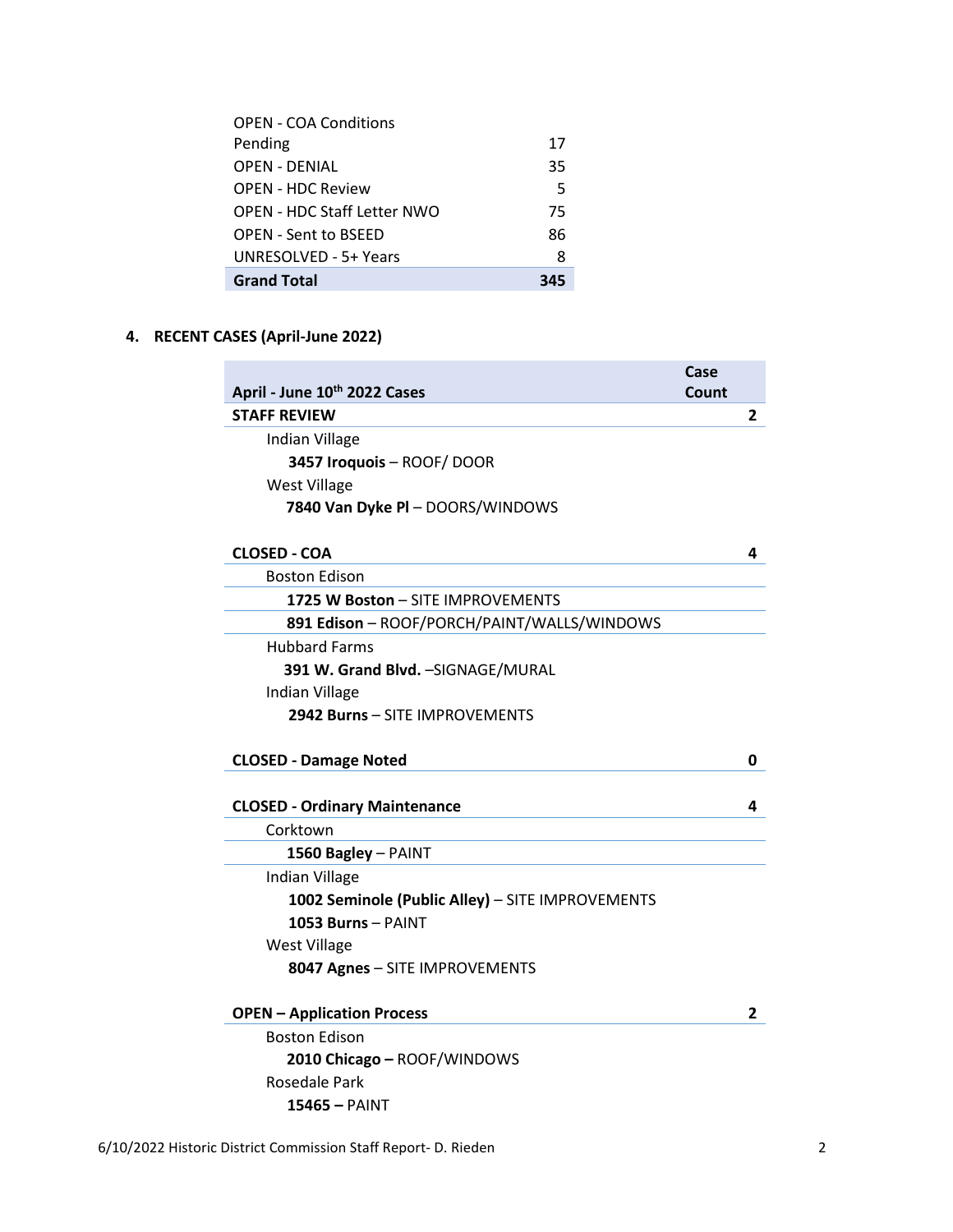| | |
|---|---|
| OPEN - COA Conditions Pending | 17 |
| OPEN - DENIAL | 35 |
| OPEN - HDC Review | 5 |
| OPEN - HDC Staff Letter NWO | 75 |
| OPEN - Sent to BSEED | 86 |
| UNRESOLVED - 5+ Years | 8 |
| **Grand Total** | **345** |

4. **RECENT CASES (April-June 2022)**

| **April - June 10th 2022 Cases** | **Case Count** |
|---|---|
| **STAFF REVIEW** | **2** |
| Indian Village | |
| **3457 Iroquois** – ROOF/ DOOR | |
| West Village | |
| **7840 Van Dyke Pl** – DOORS/WINDOWS | |
| **CLOSED - COA** | **4** |
| Boston Edison | |
| **1725 W Boston** – SITE IMPROVEMENTS | |
| **891 Edison** – ROOF/PORCH/PAINT/WALLS/WINDOWS | |
| Hubbard Farms | |
| **391 W. Grand Blvd.** –SIGNAGE/MURAL | |
| Indian Village | |
| **2942 Burns** – SITE IMPROVEMENTS | |
| **CLOSED - Damage Noted** | **0** |
| **CLOSED - Ordinary Maintenance** | **4** |
| Corktown | |
| **1560 Bagley** – PAINT | |
| Indian Village | |
| **1002 Seminole (Public Alley)** – SITE IMPROVEMENTS | |
| **1053 Burns** – PAINT | |
| West Village | |
| **8047 Agnes** – SITE IMPROVEMENTS | |
| **OPEN – Application Process** | **2** |
| Boston Edison | |
| **2010 Chicago –** ROOF/WINDOWS | |
| Rosedale Park | |
| **15465 –** PAINT | |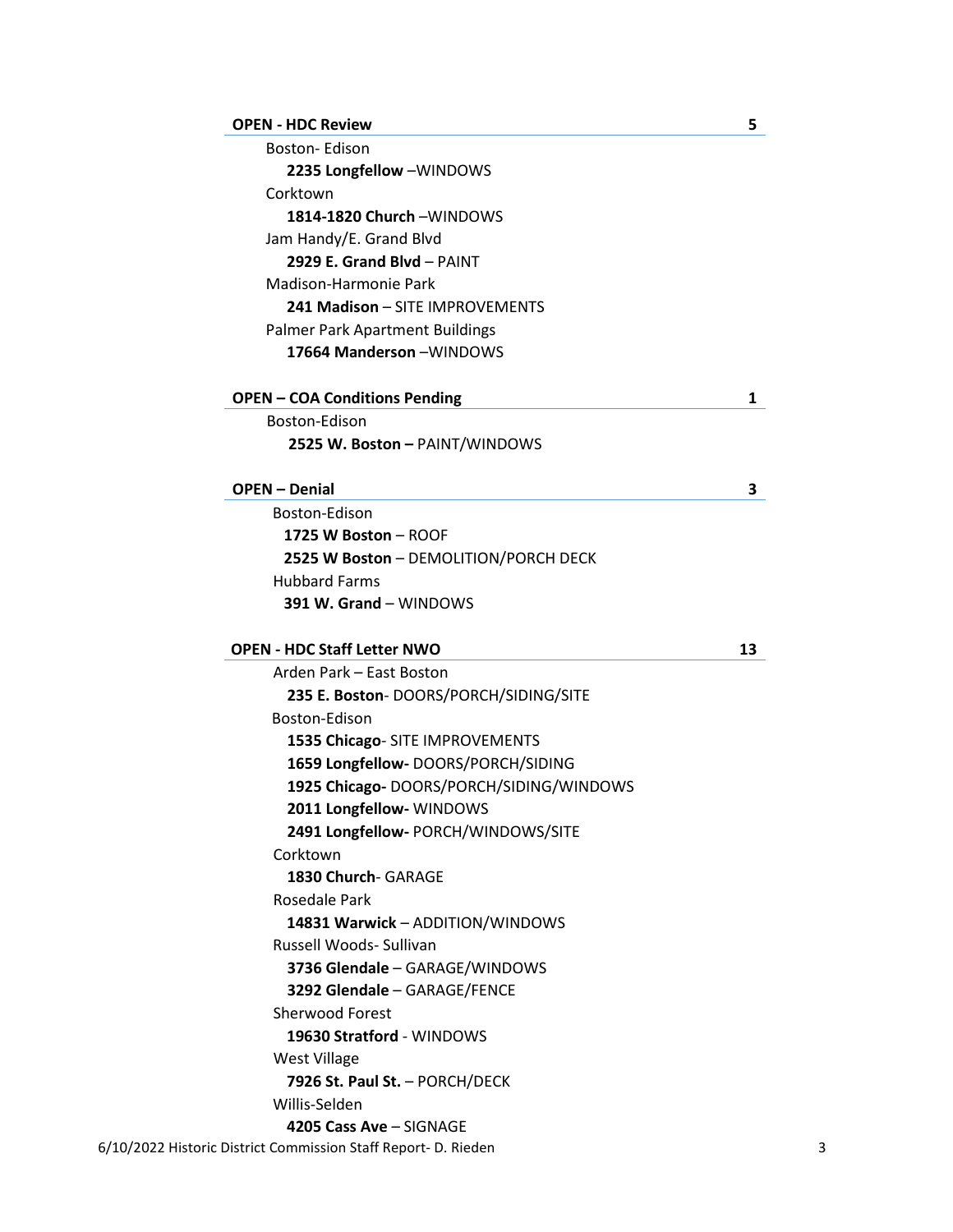## OPEN - HDC Review — 5

- Boston- Edison
  - **2235 Longfellow** –WINDOWS
- Corktown
  - **1814-1820 Church** –WINDOWS
- Jam Handy/E. Grand Blvd
  - **2929 E. Grand Blvd** – PAINT
- Madison-Harmonie Park
  - **241 Madison** – SITE IMPROVEMENTS
- Palmer Park Apartment Buildings
  - **17664 Manderson** –WINDOWS

## OPEN – COA Conditions Pending — 1

- Boston-Edison
  - **2525 W. Boston –** PAINT/WINDOWS

## OPEN – Denial — 3

- Boston-Edison
  - **1725 W Boston** – ROOF
  - **2525 W Boston** – DEMOLITION/PORCH DECK
- Hubbard Farms
  - **391 W. Grand** – WINDOWS

## OPEN - HDC Staff Letter NWO — 13

- Arden Park – East Boston
  - **235 E. Boston**- DOORS/PORCH/SIDING/SITE
- Boston-Edison
  - **1535 Chicago**- SITE IMPROVEMENTS
  - **1659 Longfellow-** DOORS/PORCH/SIDING
  - **1925 Chicago-** DOORS/PORCH/SIDING/WINDOWS
  - **2011 Longfellow-** WINDOWS
  - **2491 Longfellow-** PORCH/WINDOWS/SITE
- Corktown
  - **1830 Church**- GARAGE
- Rosedale Park
  - **14831 Warwick** – ADDITION/WINDOWS
- Russell Woods- Sullivan
  - **3736 Glendale** – GARAGE/WINDOWS
  - **3292 Glendale** – GARAGE/FENCE
- Sherwood Forest
  - **19630 Stratford** - WINDOWS
- West Village
  - **7926 St. Paul St.** – PORCH/DECK
- Willis-Selden
  - **4205 Cass Ave** – SIGNAGE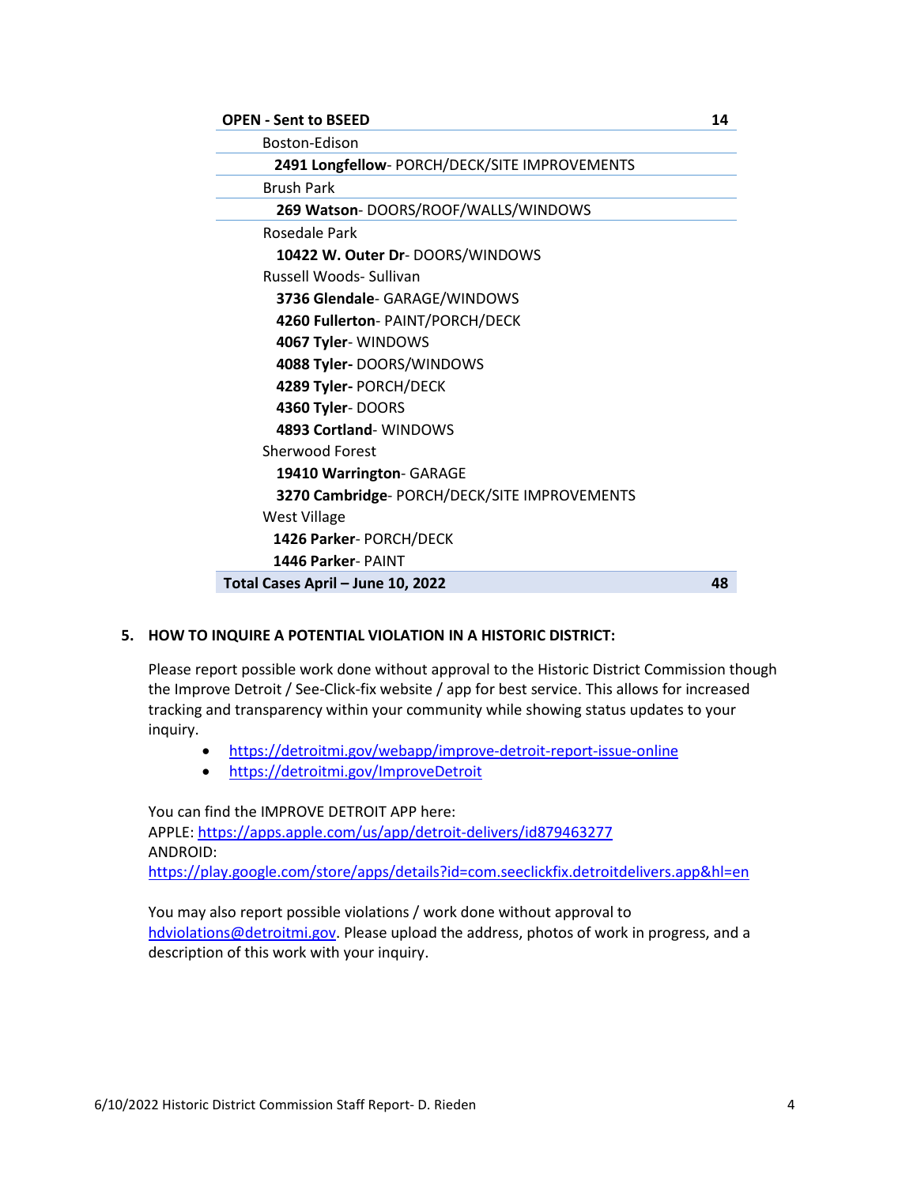| OPEN - Sent to BSEED | 14 |
|---|---|
| Boston-Edison | |
| **2491 Longfellow**- PORCH/DECK/SITE IMPROVEMENTS | |
| Brush Park | |
| **269 Watson**- DOORS/ROOF/WALLS/WINDOWS | |
| Rosedale Park | |
| **10422 W. Outer Dr**- DOORS/WINDOWS | |
| Russell Woods- Sullivan | |
| **3736 Glendale**- GARAGE/WINDOWS | |
| **4260 Fullerton**- PAINT/PORCH/DECK | |
| **4067 Tyler**- WINDOWS | |
| **4088 Tyler-** DOORS/WINDOWS | |
| **4289 Tyler-** PORCH/DECK | |
| **4360 Tyler**- DOORS | |
| **4893 Cortland**- WINDOWS | |
| Sherwood Forest | |
| **19410 Warrington**- GARAGE | |
| **3270 Cambridge**- PORCH/DECK/SITE IMPROVEMENTS | |
| West Village | |
| **1426 Parker**- PORCH/DECK | |
| **1446 Parker**- PAINT | |
| **Total Cases April – June 10, 2022** | **48** |

**5. HOW TO INQUIRE A POTENTIAL VIOLATION IN A HISTORIC DISTRICT:**

Please report possible work done without approval to the Historic District Commission though the Improve Detroit / See-Click-fix website / app for best service. This allows for increased tracking and transparency within your community while showing status updates to your inquiry.

- https://detroitmi.gov/webapp/improve-detroit-report-issue-online
- https://detroitmi.gov/ImproveDetroit

You can find the IMPROVE DETROIT APP here:
APPLE: https://apps.apple.com/us/app/detroit-delivers/id879463277
ANDROID:
https://play.google.com/store/apps/details?id=com.seeclickfix.detroitdelivers.app&hl=en

You may also report possible violations / work done without approval to hdviolations@detroitmi.gov. Please upload the address, photos of work in progress, and a description of this work with your inquiry.